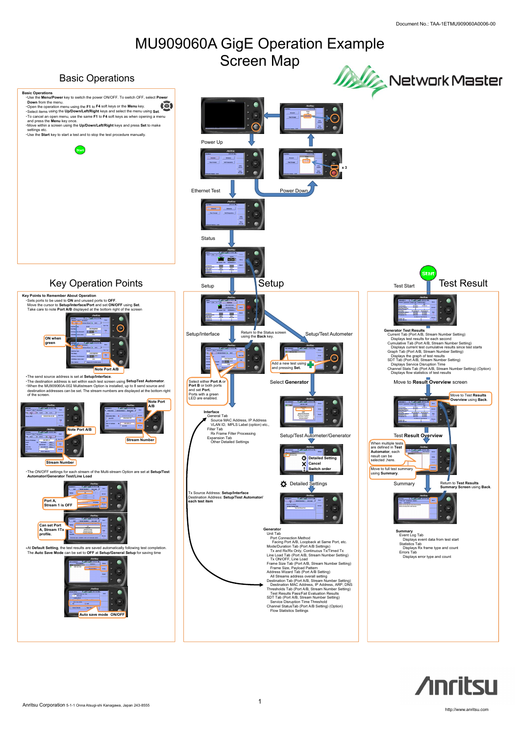Document No.: TAA-1ETMU909060A0006-00

# MU909060A GigE Operation Example Screen Map

Network Master

## Basic Operations

**Basic Operations**

- Use the **Menu/Power** key to switch the power ON/OFF. To switch OFF, select **Power Down** from the menu.
- Open the operation menu using the **F1** to **F4** soft keys or the **Menu** key.
- Select items using the **Up/Down/Left/Right** keys and select the menu using **Set**.
- To cancel an open menu, use the same **F1** to **F4** soft keys as when opening a menu and press the **Menu** key once.
- Move within a screen using the **Up/Down/Left/Right** keys and press **Set** to make settings etc.
- Use the **Start** key to start a test and to stop the test procedure manually.

Power Up

x 3

Ethernet Test

Power Down

Status

## Key Operation Points

**Key Points to Remember About Operation**

- Sets ports to be used to **ON** and unused ports to **OFF**.
  Move the cursor to **Setup/Interface/Port** and set **ON/OFF** using **Set**.
  Take care to note **Port A/B** displayed at the bottom right of the screen.

**ON when green**

**Note Port A/B**

- The send source address is set at **Setup/Interface**.
- The destination address is set within each test screen using **SetupTest Automator**.
- When the MU909060A-002 Multistream Option is installed, up to 8 send source and destination addresses can be set. The stream numbers are displayed at the bottom right of the screen.

**Note Port A/B**

**Note Port A/B**

**Stream Number**

**Stream Number**

- The ON/OFF settings for each stream of the Multi-stream Option are set at **Setup/Test Automator/Generator Test/Line Load**

**Port A, Stream 1 is OFF**

**Can set Port A, Stream 1Tx profile.**

- At **Default Setting**, the test results are saved automatically following test completion. The **Auto Save Mode** can be set to **OFF** at **Setup/General Setup** for saving time

**Auto save mode ON/OFF**

## Setup

Setup

Setup/Interface

Return to the Status screen using the **Back** key.

Setup/Test Autometer

Add a new test using and pressing **Set.**

Select either **Port A** or **Port B** or both ports and set **Port.** Ports with a green LED are enabled.

Select **Generator**

**Interface**
- General Tab
  - Source MAC Address, IP Address
  - VLAN ID, MPLS Label (option) etc.,
- Filter Tab
  - Rx Frame Filter Processing
- Expansion Tab
  - Other Detailed Settings

Setup/Test Autometer/Generator

**Detailed Setting**
**Cancel**
**Switch order**

Detailed Settings

Tx Source Address: **Setup/Interface**
Destination Address: **Setup/Test Automator/ each test item**

**Generator**
- Unit Tab
  - Port Connection Method
  - Facing Port A/B, Loopback at Same Port, etc.
- Mode/Duration Tab (Port A/B Settings)
  - Tx and Rx/Rx Only, Continuous Tx/Timed Tx
- Line Load Tab (Port A/B, Stream Number Setting)
  - Tx ON/OFF, Line Load
- Frame Size Tab (Port A/B, Stream Number Setting)
  - Frame Size, Payload Pattern
- Address Wizard Tab (Port A/B Setting)
  - All Streams address overall setting
- Destination Tab (Port A/B, Stream Number Setting)
  - Destination MAC Address, IP Address, ARP, DNS
- Thresholds Tab (Port A/B, Stream Number Setting)
  - Test Results Pass/Fail Evaluation Results
- SDT Tab (Port A/B, Stream Number Setting)
  - Service Disruption Time Threshold
- Channel StatusTab (Port A/B Setting) (Option)
  - Flow Statistics Settings

## Test Result

Start

Test Start

**Generator Test Results**
- Current Tab (Port A/B, Stream Number Setting)
  - Displays test results for each second
- Cumulative Tab (Port A/B, Stream Number Setting)
  - Displays current test cumulative results since test starts
- Graph Tab (Port A/B, Stream Number Setting)
  - Displays the graph of test results
- SDT Tab (Port A/B, Stream Number Setting)
  - Displays Service Disruption Time
- Channel Stats Tab (Port A/B, Stream Number Setting) (Option)
  - Displays flow statistics of test results

Move to **Result Overview** screen

Move to **Test Results Overview** using **Back**.

Test **Result Overview**

When multiple tests are defined in **Test Automator**, each result can be selected here.

Move to full test summary using **Summary**.

Summary

Return to **Test Results Summary Screen** using **Back**.

**Summary**
- Event Log Tab
  - Displays event data from test start
- Statistics Tab
  - Displays Rx frame type and count
- Errors Tab
  - Displays error type and count

Anritsu

Anritsu Corporation 5-1-1 Onna Atsugi-shi Kanagawa, Japan 243-8555

http://www.anritsu.com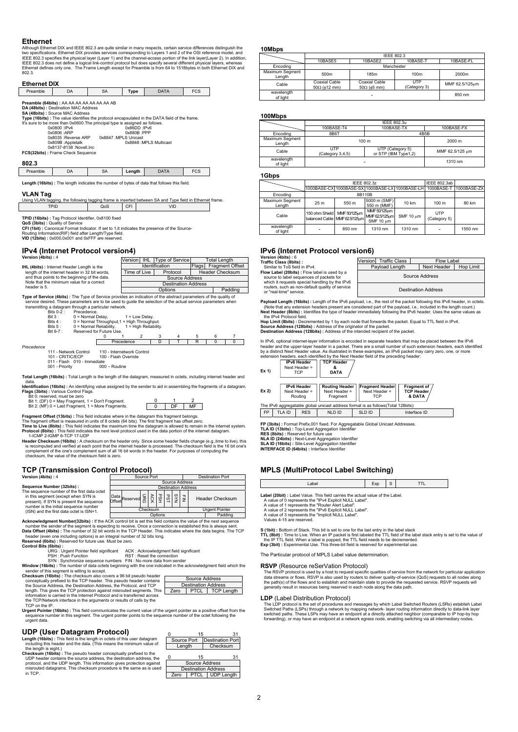## Ethernet

Although Ethernet DIX and IEEE 802.3 are quite similar in many respects, certain service differences distinguish the two specifications. Ethernet DIX provides services corresponding to Layers 1 and 2 of the OSI reference model, and IEEE 802.3 specifies the physical layer (Layer 1) and the channel-access portion of the link layer(Layer 2). In addition, IEEE 802.3 does not define a logical link-control protocol but does specify several different physical layers, whereas Ethernet defines only one. The Frame Length except for Preamble is from 64 to 1518bytes in both Ethernet DIX and 802.3.

### Ethernet DIX

| Preamble | DA | SA | Type | DATA | FCS |
|---|---|---|---|---|---|

**Preamble (64bits) :** AA AA AA AA AA AA AA AB
**DA (48bits) :** Destination MAC Address
**SA (48bits) :** Source MAC Address
**Type (16bits) :** The value identifies the protocol encapsulated in the DATA field of the frame.
It's sure to be more than 0x0600.The principal type is assigned as follows.

- 0x0800 :IPv4
- 0x86DD :IPv6
- 0x0806 :ARP
- 0x880B :PPP
- 0x8035 :Reverse ARP
- 0x8847 :MPLS Unicast
- 0x809B :Appletalk
- 0x8848 :MPLS Multicast
- 0x8137-8138 :Novell,Inc

**FCS(32bits) :** Frame Check Sequence

### 802.3

| Preamble | DA | SA | Length | DATA | FCS |
|---|---|---|---|---|---|

**Length (16bits) :** The length indicates the number of bytes of data that follows this field.

### VLAN Tag

Using VLAN tagging, the following tagging frame is inserted between SA and Type field in Ethernet frame.

| TPID | QoS | CFI | VID |
|---|---|---|---|

**TPID (16bits) :** Tag Protocol Identifier, 0x8100 fixed
**QoS (3bits) :** Quality of Service
**CFI (1bit) :** Canonical Format Indicator. If set to 1,it indicates the presence of the Source-Routing Information(RIF) field after Length/Type field.
**VID (12bits) :** 0x000,0x001 and 0xFFF are reserved.

## IPv4 (Internet Protocol version4)

**Version (4bits) :** 4

**IHL (4bits) :** Internet Header Length is the length of the internet header in 32 bit words, and thus points to the beginning of the data. Note that the minimum value for a correct header is 5.

| | | | | | |
|---|---|---|---|---|---|
| Version | IHL | Type of Service | Total Length | | |
| Identification | | | Flags | Fragment Offset | |
| Time of Live | | Protocol | Header Checksum | | |
| Source Address | | | | | |
| Destination Address | | | | | |
| Options | | | | | Padding |

**Type of Service (4bits) :** The Type of Service provides an indication of the abstract parameters of the quality of service desired. These parameters are to be used to guide the selection of the actual service parameters when transmitting a datagram through a particular network.

- Bits 0-2 : Precedence.
- Bit 3 : 0 = Normal Delay, 1 = Low Delay.
- Bits 4 : 0 = Normal Throughput,1 = High Throughput.
- Bits 5 : 0 = Normal Reliability, 1 = High Reliability.
- Bit 6-7 : Reserved for Future Use.

| 0 | 1 | 2 | 3 | 4 | 5 | 6 | 7 |
|---|---|---|---|---|---|---|---|
| Precedence | | | D | T | R | 0 | 0 |

*Precedence*

- 111 - Network Control
- 110 - Internetwork Control
- 101 - CRITIC/ECP
- 100 - Flash Override
- 011 - Flash
- 010 - Immediate
- 001 - Priority
- 000 – Routine

**Total Length (16bits) :** Total Length is the length of the datagram, measured in octets, including internet header and data.
**Identification (16bits) :** An identifying value assigned by the sender to aid in assembling the fragments of a datagram.
**Flags (3bits) :** Various Control Flags.
Bit 0: reserved, must be zero
Bit 1: (DF) 0 = May Fragment, 1 = Don't Fragment.
Bit 2: (MF) 0 = Last Fragment, 1 = More Fragments.

| 0 | 1 | 2 |
|---|---|---|
| 0 | DF | MF |

**Fragment Offset (13bits) :** This field indicates where in the datagram this fragment belongs.
The fragment offset is measured in units of 8 octets (64 bits). The first fragment has offset zero.
**Time to Live (8bits) :** This field indicates the maximum time the datagram is allowed to remain in the internet system.
**Protocol (8bits) :** This field indicates the next level protocol used in the data portion of the internet datagram.
1-ICMP 2-IGMP 6-TCP 17-UDP
**Header Checksum (16bits) :** A checksum on the header only. Since some header fields change (e.g.,time to live), this is recomputed and verified at each point that the internet header is processed. The checksum field is the 16 bit one's complement of the one's complement sum of all 16 bit words in the header. For purposes of computing the checksum, the value of the checksum field is zero.

## TCP (Transmission Control Protocol)

**Version (4bits) :** 4

**Sequence Number (32bits) :**
The sequence number of the first data octet in this segment (except when SYN is present). If SYN is present the sequence number is the initial sequence number (ISN) and the first data octet is ISN+1.

| | | | | | | | | | |
|---|---|---|---|---|---|---|---|---|---|
| Source Port | | | | | | | | | Destination Port |
| Source Address | | | | | | | | | |
| Destination Address | | | | | | | | | |
| Data Offset | Reserved | URG | ACK | PSH | RST | SYN | FIN | | Header Checksum |
| Checksum | | | | | | | | | Urgent Pointer |
| Options | | | | | | | | | Padding |

**Acknowledgment Number(32bits) :** If the ACK control bit is set this field contains the value of the next sequence number the sender of the segment is expecting to receive. Once a connection is established this is always sent.
**Data Offset (4bits) :** The number of 32 bit words in the TCP Header. This indicates where the data begins. The TCP header (even one including options) is an integral number of 32 bits long.
**Reserved (6bits) :** Reserved for future use. Must be zero.
**Control Bits (6bits) :**

- URG : Urgent Pointer field significant
- ACK : Acknowledgment field significant
- PSH : Push Function
- RST : Reset the connection
- SYN : Synchronize sequence numbers
- FIN : No more data from sender

**Window (16bits) :** The number of data octets beginning with the one indicated in the acknowledgment field which the sender of this segment is willing to accept.
**Checksum (16bits) :** The checksum also covers a 96 bit pseudo header conceptually prefixed to the TCP header. This pseudo header contains the Source Address, the Destination Address, the Protocol, and TCP length. This gives the TCP protection against misrouted segments. This information is carried in the Internet Protocol and is transferred across the TCP/Network interface in the arguments or results of calls by the TCP on the IP.

| | | |
|---|---|---|
| Source Address | | |
| Destination Address | | |
| Zero | PTCL | TCP Length |

**Urgent Pointer (16bits) :** This field communicates the current value of the urgent pointer as a positive offset from the sequence number in this segment. The urgent pointer points to the sequence number of the octet following the urgent data.

## UDP (User Datagram Protocol)

**Length (16bits) :** This field is the length in octets of this user datagram including this header and the data. (This means the minimum value of the length is eight.)
**Checksum (16bits) :** The pseudo header conceptually prefixed to the UDP header contains the source address, the destination address, the protocol, and the UDP length. This information gives protection against misrouted datagrams. This checksum procedure is the same as is used in TCP.

| 0 | 15 | 31 |
|---|---|---|
| Source Port | Destination Port | |
| Length | Checksum | |

| 0 | 15 | 31 |
|---|---|---|
| Source Address | | |
| Destination Address | | |
| Zero | PTCL | UDP Length |

## 10Mbps

| | IEEE 802.3 | | | |
|---|---|---|---|---|
| | 10BASE5 | 10BASE2 | 10BASE-T | 10BASE-FL |
| Encoding | Manchester | | | |
| Maximum Segment Length | 500m | 185m | 100m | 2000m |
| Cable | Coaxial Cable 50Ω (ϕ12 mm) | Coaxial Cable 50Ω (ϕ5 mm) | UTP (Category 3) | MMF 62.5/125μm |
| wavelength of light | - | | | 850 nm |

## 100Mbps

| | IEEE 802.3u | | |
|---|---|---|---|
| | 100BASE-T4 | 100BASE-TX | 100BASE-FX |
| Encoding | 8B6T | 4B5B | |
| Maximum Segment Length | 100 m | | 2000 m |
| Cable | UTP (Category 3,4,5) | UTP (Category 5) or STP (IBM Type1,2) | MMF 62.5/125 μm |
| wavelength of light | - | | 1310 nm |

## 1Gbps

| | IEEE 802.3z | | | | IEEE 802.3ab | |
|---|---|---|---|---|---|---|
| | 1000BASE-CX | 1000BASE-SX | 1000BASE-LX | 1000BASE-LH | 1000BASE-T | 1000BASE-ZX |
| Encoding | 8B110B | | | | | |
| Maximum Segment Length | 25 m | 550 m | 5000 m (SMF) 550 m (MMF) | 10 km | 100 m | 80 km |
| Cable | 150 ohm Shield balanced Cable | MMF 50/125μm MMF 62.5/125μm | MMF 50/125μm MMF 62.5/125μm SMF 10 μm | SMF 10 μm | UTP (Category 5) | |
| wavelength of light | - | 850 nm | 1310 nm | 1310 nm | - | 1550 nm |

## IPv6 (Internet Protocol version6)

**Version (4bits) :** 6
**Traffic Class (8bits) :**
Similar to ToS field in IPv4.
**Flow Label (20bits) :** Flow label is used by a source to label sequences of packets for which it requests special handling by the IPv6 routers, such as non-default quality of service or "real-time" service.

| | | | |
|---|---|---|---|
| Version | Traffic Class | Flow Label | |
| Payload Length | | Next Header | Hop Limit |
| Source Address | | | |
| Destination Address | | | |

**Payload Length (16bits) :** Length of the IPv6 payload, i.e., the rest of the packet following this IPv6 header, in octets. (Note that any extension headers present are considered part of the payload, i.e., included in the length count.)
**Next Header (8bits) :** Identifies the type of header immediately following the IPv6 header. Uses the same values as the IPv4 Protocol field.
**Hop Limit (8bits) :** Decremented by 1 by each node that forwards the packet. Equal to TTL field in IPv4.
**Source Address (128bits) :** Address of the originator of the packet.
**Destination Address (128bits) :** Address of the intended recipient of the packet.

In IPv6, optional internet-layer information is encoded in separate headers that may be placed between the IPv6 header and the upper-layer header in a packet. There are a small number of such extension headers, each identified by a distinct Next Header value. As illustrated in these examples, an IPv6 packet may carry zero, one, or more extension headers, each identified by the Next Header field of the preceding header:

Ex 1)

| IPv6 Header (Next Header = TCP) | TCP Header & DATA |
|---|---|

Ex 2)

| IPv6 Header (Next Header = Routing) | Routing Header (Next Header = Fragment) | Fragment Header (Next Header = TCP) | Fragment of TCP Header & DATA |
|---|---|---|---|

The IPv6 aggregatable global unicast address format is as follows(Total 128bits):

| FP | TLA ID | RES | NLD ID | SLD ID | Interface ID |
|---|---|---|---|---|---|

**FP (3bits) :** Format Prefix,001 fixed. For Aggregatable Global Unicast Addresses.
**TLA ID (13bits) :** Top-Level Aggregation Identifier
**RES (8bits) :** Reserved for future use
**NLA ID (24bits) :** Next-Level Aggregation Identifier
**SLA ID (16bits) :** Site-Level Aggregation Identifier
**INTERFACE ID (64bits) :** Interface Identifier

## MPLS (MultiProtocol Label Switching)

| Label | Exp | S | TTL |
|---|---|---|---|

**Label (20bit) :** Label Value. This field carries the actual value of the Label.
A value of 0 represents the "IPv4 Explicit NULL Label".
A value of 1 represents the "Router Alert Label".
A value of 2 represents the "IPv6 Explicit NULL Label".
A value of 3 represents the "Implicit NULL Label".
Values 4-15 are reserved.

**S (1bit) :** Bottom of Stack. This bit is set to one for the last entry in the label stack
**TTL (8bit) :** Time to Live. When an IP packet is first labeled the TTL field of the label stack entry is set to the value of the IP TTL field. When a label is popped, the TTL field needs to be decremented.
**Exp (3bit) :** Experimental Use. This three-bit field is reserved for experimental use.

The Particular protocol of MPLS Label value determination.

### RSVP (Resource reSerVation Protocol)

The RSVP protocol is used by a host to request specific qualities of service from the network for particular application data streams or flows. RSVP is also used by routers to deliver quality-of-service (QoS) requests to all nodes along the path(s) of the flows and to establish and maintain state to provide the requested service. RSVP requests will generally result in resources being reserved in each node along the data path.

### LDP (Label Distribution Protocol)

The LDP protocol is the set of procedures and messages by which Label Switched Routers (LSRs) establish Label Switched Paths (LSPs) through a network by mapping network- layer routing information directly to data-link layer switched paths. These LSPs may have an endpoint at a directly attached neighbor (comparable to IP hop-by hop forwarding), or may have an endpoint at a network egress node, enabling switching via all intermediary nodes.